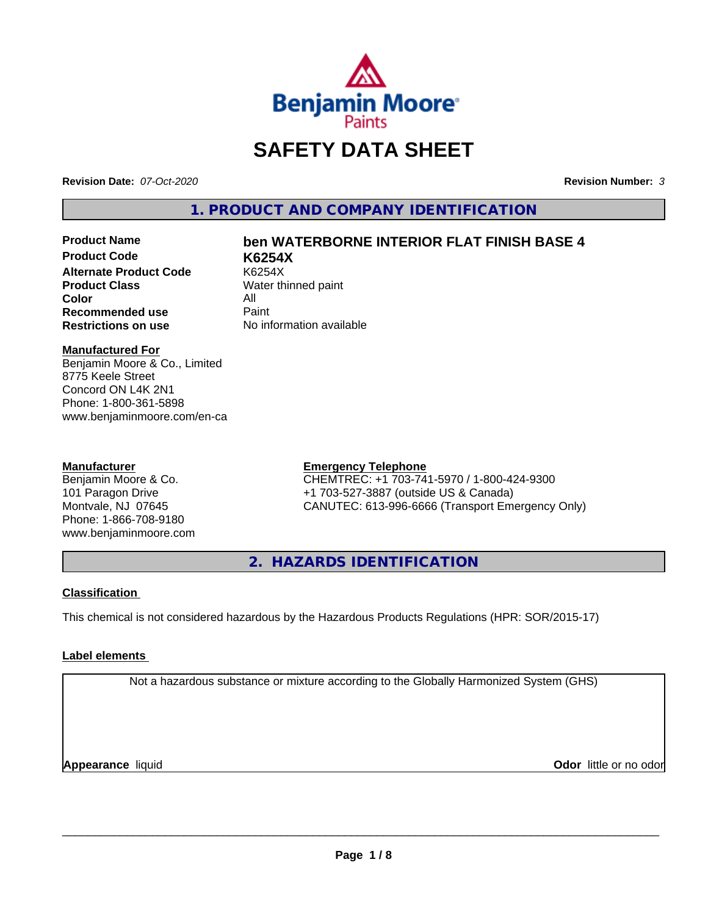# SAFETY DATA SHEET

**Revision Date:** *07-Oct-2020*

**Revision Number:** *3*

## 1. PRODUCT AND COMPANY IDENTIFICATION

| | |
|---|---|
| **Product Name** | **ben WATERBORNE INTERIOR FLAT FINISH BASE 4** |
| **Product Code** | **K6254X** |
| **Alternate Product Code** | K6254X |
| **Product Class** | Water thinned paint |
| **Color** | All |
| **Recommended use** | Paint |
| **Restrictions on use** | No information available |

**Manufactured For**
Benjamin Moore & Co., Limited
8775 Keele Street
Concord ON L4K 2N1
Phone: 1-800-361-5898
www.benjaminmoore.com/en-ca

**Manufacturer**
Benjamin Moore & Co.
101 Paragon Drive
Montvale, NJ 07645
Phone: 1-866-708-9180
www.benjaminmoore.com

**Emergency Telephone**
CHEMTREC: +1 703-741-5970 / 1-800-424-9300
+1 703-527-3887 (outside US & Canada)
CANUTEC: 613-996-6666 (Transport Emergency Only)

## 2. HAZARDS IDENTIFICATION

**Classification**

This chemical is not considered hazardous by the Hazardous Products Regulations (HPR: SOR/2015-17)

**Label elements**

Not a hazardous substance or mixture according to the Globally Harmonized System (GHS)

**Appearance** liquid

**Odor** little or no odor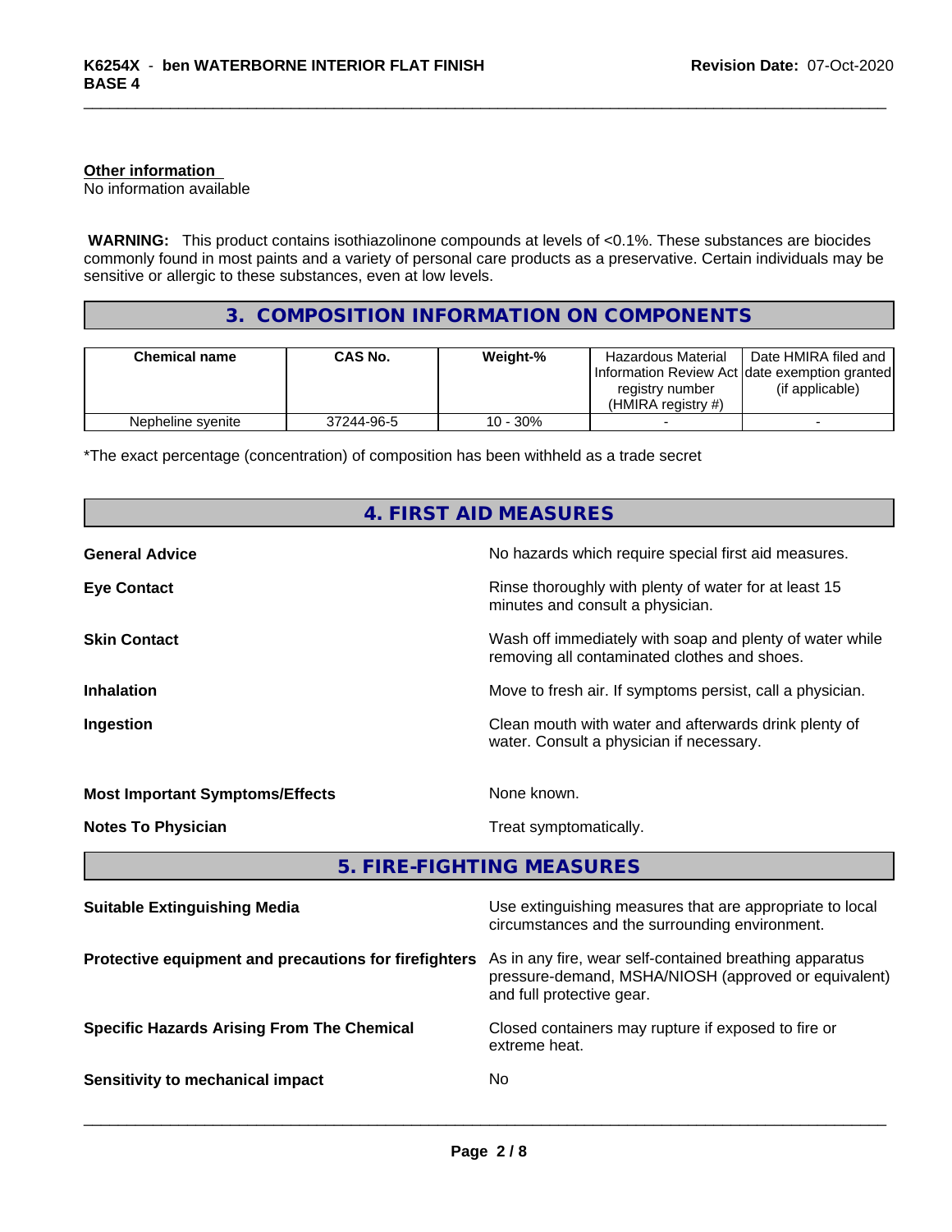**Other information**
No information available

**WARNING:** This product contains isothiazolinone compounds at levels of <0.1%. These substances are biocides commonly found in most paints and a variety of personal care products as a preservative. Certain individuals may be sensitive or allergic to these substances, even at low levels.

## 3. COMPOSITION INFORMATION ON COMPONENTS

| Chemical name | CAS No. | Weight-% | Hazardous Material Information Review Act registry number (HMIRA registry #) | Date HMIRA filed and date exemption granted (if applicable) |
|---|---|---|---|---|
| Nepheline syenite | 37244-96-5 | 10 - 30% | - | - |

*The exact percentage (concentration) of composition has been withheld as a trade secret

## 4. FIRST AID MEASURES

**General Advice**
No hazards which require special first aid measures.

**Eye Contact**
Rinse thoroughly with plenty of water for at least 15 minutes and consult a physician.

**Skin Contact**
Wash off immediately with soap and plenty of water while removing all contaminated clothes and shoes.

**Inhalation**
Move to fresh air. If symptoms persist, call a physician.

**Ingestion**
Clean mouth with water and afterwards drink plenty of water. Consult a physician if necessary.

**Most Important Symptoms/Effects**
None known.

**Notes To Physician**
Treat symptomatically.

## 5. FIRE-FIGHTING MEASURES

**Suitable Extinguishing Media**
Use extinguishing measures that are appropriate to local circumstances and the surrounding environment.

**Protective equipment and precautions for firefighters**
As in any fire, wear self-contained breathing apparatus pressure-demand, MSHA/NIOSH (approved or equivalent) and full protective gear.

**Specific Hazards Arising From The Chemical**
Closed containers may rupture if exposed to fire or extreme heat.

**Sensitivity to mechanical impact**
No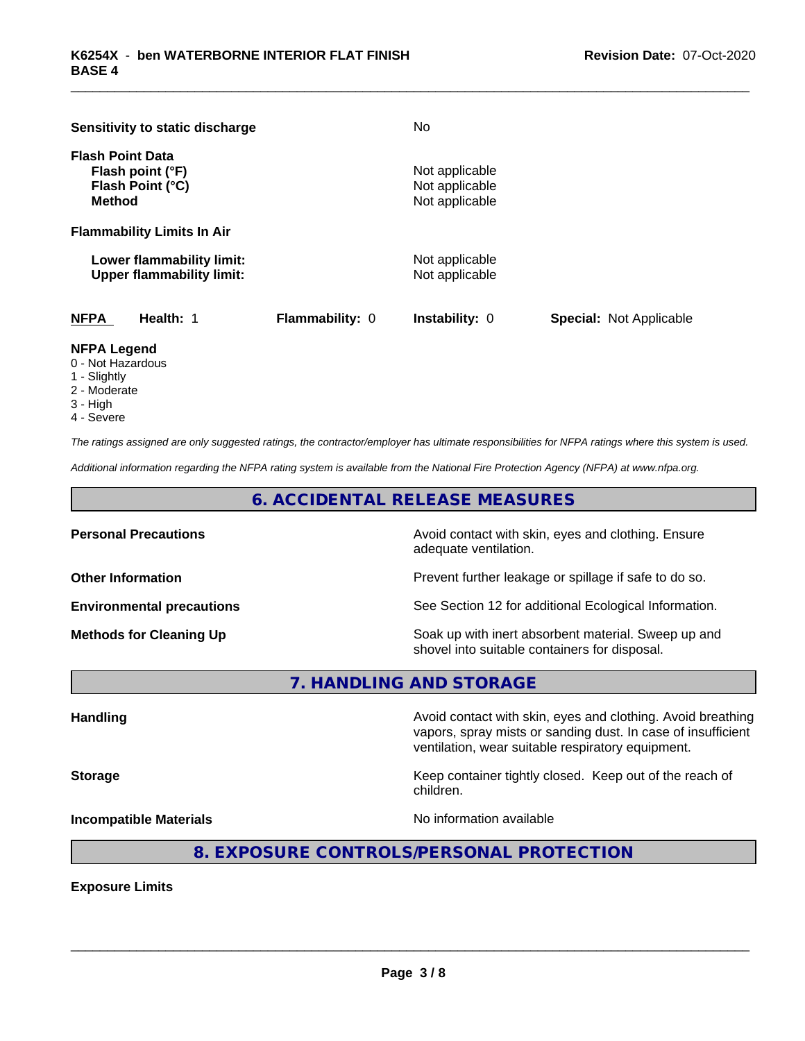**Sensitivity to static discharge** No

**Flash Point Data**

| | |
|---|---|
| **Flash point (°F)** | Not applicable |
| **Flash Point (°C)** | Not applicable |
| **Method** | Not applicable |

**Flammability Limits In Air**

| | |
|---|---|
| **Lower flammability limit:** | Not applicable |
| **Upper flammability limit:** | Not applicable |

| NFPA | Health: 1 | Flammability: 0 | Instability: 0 | Special: Not Applicable |
|---|---|---|---|---|

**NFPA Legend**

- 0 - Not Hazardous
- 1 - Slightly
- 2 - Moderate
- 3 - High
- 4 - Severe

*The ratings assigned are only suggested ratings, the contractor/employer has ultimate responsibilities for NFPA ratings where this system is used.*

*Additional information regarding the NFPA rating system is available from the National Fire Protection Agency (NFPA) at www.nfpa.org.*

## 6. ACCIDENTAL RELEASE MEASURES

| | |
|---|---|
| **Personal Precautions** | Avoid contact with skin, eyes and clothing. Ensure adequate ventilation. |
| **Other Information** | Prevent further leakage or spillage if safe to do so. |
| **Environmental precautions** | See Section 12 for additional Ecological Information. |
| **Methods for Cleaning Up** | Soak up with inert absorbent material. Sweep up and shovel into suitable containers for disposal. |

## 7. HANDLING AND STORAGE

| | |
|---|---|
| **Handling** | Avoid contact with skin, eyes and clothing. Avoid breathing vapors, spray mists or sanding dust. In case of insufficient ventilation, wear suitable respiratory equipment. |
| **Storage** | Keep container tightly closed. Keep out of the reach of children. |
| **Incompatible Materials** | No information available |

## 8. EXPOSURE CONTROLS/PERSONAL PROTECTION

**Exposure Limits**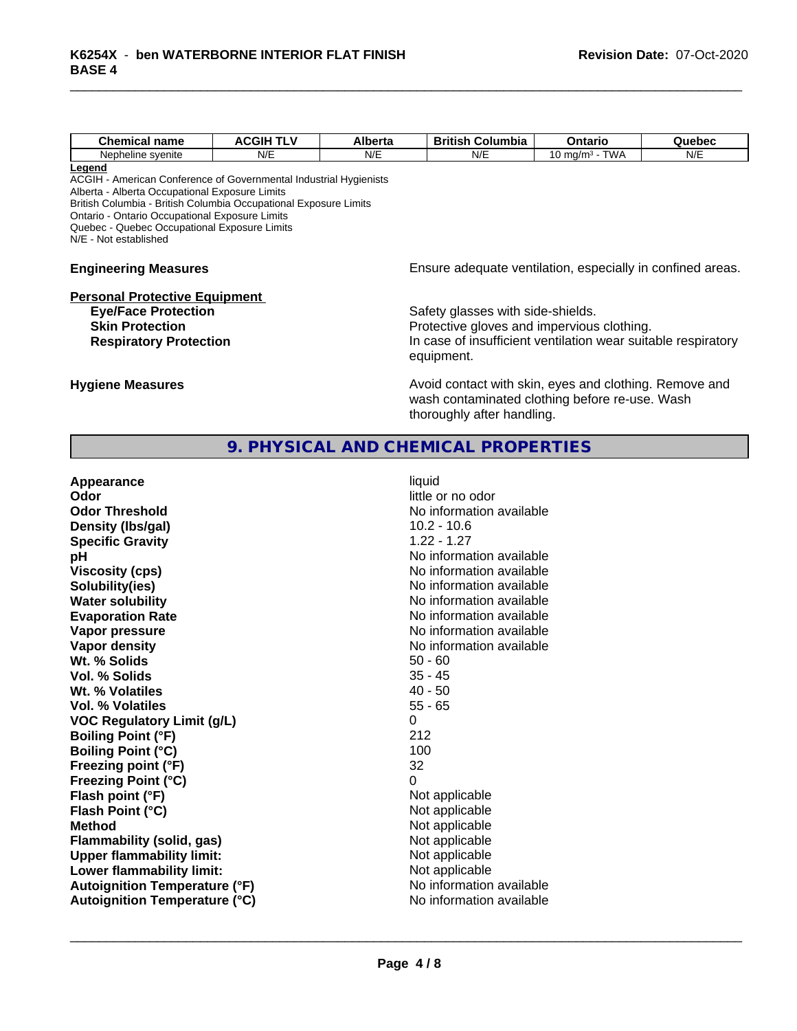| Chemical name | ACGIH TLV | Alberta | British Columbia | Ontario | Quebec |
|---|---|---|---|---|---|
| Nepheline syenite | N/E | N/E | N/E | 10 mg/m³ - TWA | N/E |

**Legend**

ACGIH - American Conference of Governmental Industrial Hygienists
Alberta - Alberta Occupational Exposure Limits
British Columbia - British Columbia Occupational Exposure Limits
Ontario - Ontario Occupational Exposure Limits
Quebec - Quebec Occupational Exposure Limits
N/E - Not established

**Engineering Measures** Ensure adequate ventilation, especially in confined areas.

**Personal Protective Equipment**

**Eye/Face Protection** Safety glasses with side-shields.

**Skin Protection** Protective gloves and impervious clothing.

**Respiratory Protection** In case of insufficient ventilation wear suitable respiratory equipment.

**Hygiene Measures** Avoid contact with skin, eyes and clothing. Remove and wash contaminated clothing before re-use. Wash thoroughly after handling.

## 9. PHYSICAL AND CHEMICAL PROPERTIES

| | |
|---|---|
| **Appearance** | liquid |
| **Odor** | little or no odor |
| **Odor Threshold** | No information available |
| **Density (lbs/gal)** | 10.2 - 10.6 |
| **Specific Gravity** | 1.22 - 1.27 |
| **pH** | No information available |
| **Viscosity (cps)** | No information available |
| **Solubility(ies)** | No information available |
| **Water solubility** | No information available |
| **Evaporation Rate** | No information available |
| **Vapor pressure** | No information available |
| **Vapor density** | No information available |
| **Wt. % Solids** | 50 - 60 |
| **Vol. % Solids** | 35 - 45 |
| **Wt. % Volatiles** | 40 - 50 |
| **Vol. % Volatiles** | 55 - 65 |
| **VOC Regulatory Limit (g/L)** | 0 |
| **Boiling Point (°F)** | 212 |
| **Boiling Point (°C)** | 100 |
| **Freezing point (°F)** | 32 |
| **Freezing Point (°C)** | 0 |
| **Flash point (°F)** | Not applicable |
| **Flash Point (°C)** | Not applicable |
| **Method** | Not applicable |
| **Flammability (solid, gas)** | Not applicable |
| **Upper flammability limit:** | Not applicable |
| **Lower flammability limit:** | Not applicable |
| **Autoignition Temperature (°F)** | No information available |
| **Autoignition Temperature (°C)** | No information available |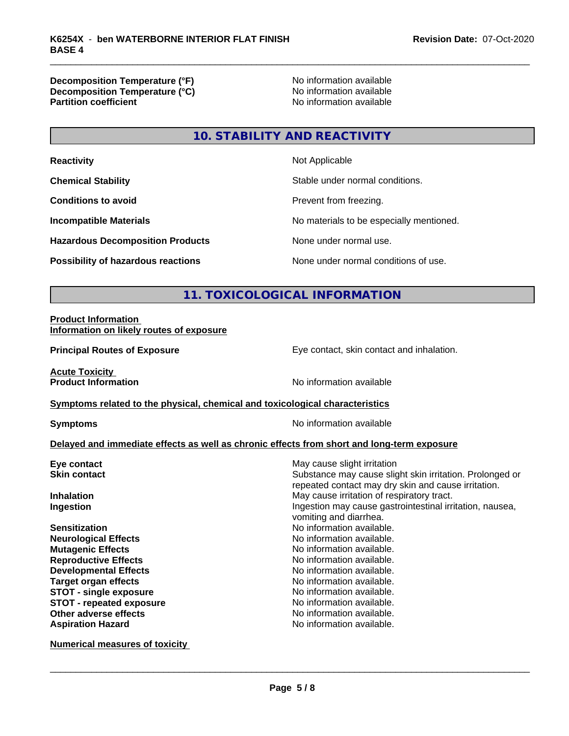| | |
|---|---|
| **Decomposition Temperature (°F)** | No information available |
| **Decomposition Temperature (°C)** | No information available |
| **Partition coefficient** | No information available |

## 10. STABILITY AND REACTIVITY

| | |
|---|---|
| **Reactivity** | Not Applicable |
| **Chemical Stability** | Stable under normal conditions. |
| **Conditions to avoid** | Prevent from freezing. |
| **Incompatible Materials** | No materials to be especially mentioned. |
| **Hazardous Decomposition Products** | None under normal use. |
| **Possibility of hazardous reactions** | None under normal conditions of use. |

## 11. TOXICOLOGICAL INFORMATION

**Product Information**
**Information on likely routes of exposure**

| | |
|---|---|
| **Principal Routes of Exposure** | Eye contact, skin contact and inhalation. |

**Acute Toxicity**

| | |
|---|---|
| **Product Information** | No information available |

**Symptoms related to the physical, chemical and toxicological characteristics**

| | |
|---|---|
| **Symptoms** | No information available |

**Delayed and immediate effects as well as chronic effects from short and long-term exposure**

| | |
|---|---|
| **Eye contact** | May cause slight irritation |
| **Skin contact** | Substance may cause slight skin irritation. Prolonged or repeated contact may dry skin and cause irritation. |
| **Inhalation** | May cause irritation of respiratory tract. |
| **Ingestion** | Ingestion may cause gastrointestinal irritation, nausea, vomiting and diarrhea. |
| **Sensitization** | No information available. |
| **Neurological Effects** | No information available. |
| **Mutagenic Effects** | No information available. |
| **Reproductive Effects** | No information available. |
| **Developmental Effects** | No information available. |
| **Target organ effects** | No information available. |
| **STOT - single exposure** | No information available. |
| **STOT - repeated exposure** | No information available. |
| **Other adverse effects** | No information available. |
| **Aspiration Hazard** | No information available. |

**Numerical measures of toxicity**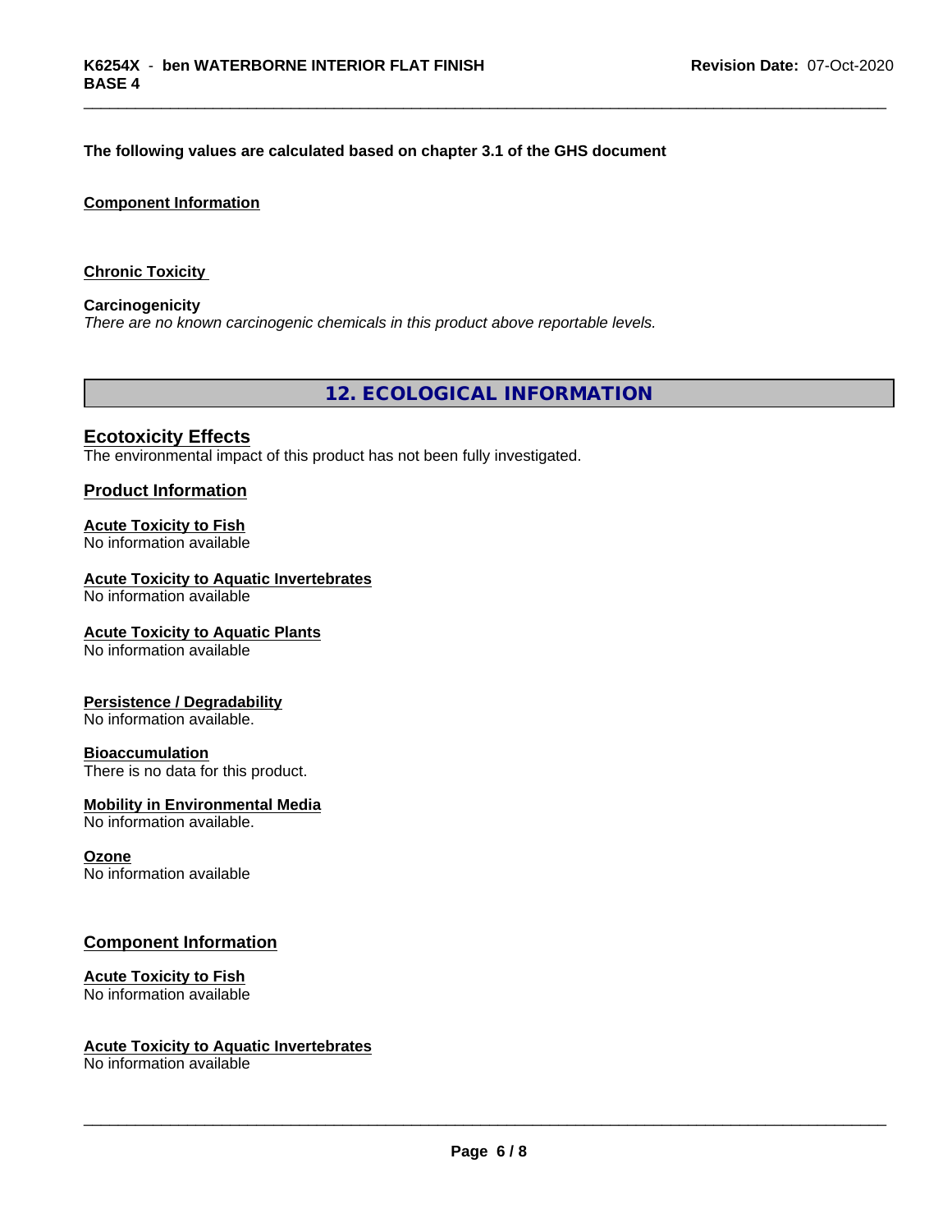**The following values are calculated based on chapter 3.1 of the GHS document**

**Component Information**

**Chronic Toxicity**

**Carcinogenicity**
*There are no known carcinogenic chemicals in this product above reportable levels.*

## 12. ECOLOGICAL INFORMATION

### Ecotoxicity Effects
The environmental impact of this product has not been fully investigated.

### Product Information

**Acute Toxicity to Fish**
No information available

**Acute Toxicity to Aquatic Invertebrates**
No information available

**Acute Toxicity to Aquatic Plants**
No information available

**Persistence / Degradability**
No information available.

**Bioaccumulation**
There is no data for this product.

**Mobility in Environmental Media**
No information available.

**Ozone**
No information available

### Component Information

**Acute Toxicity to Fish**
No information available

**Acute Toxicity to Aquatic Invertebrates**
No information available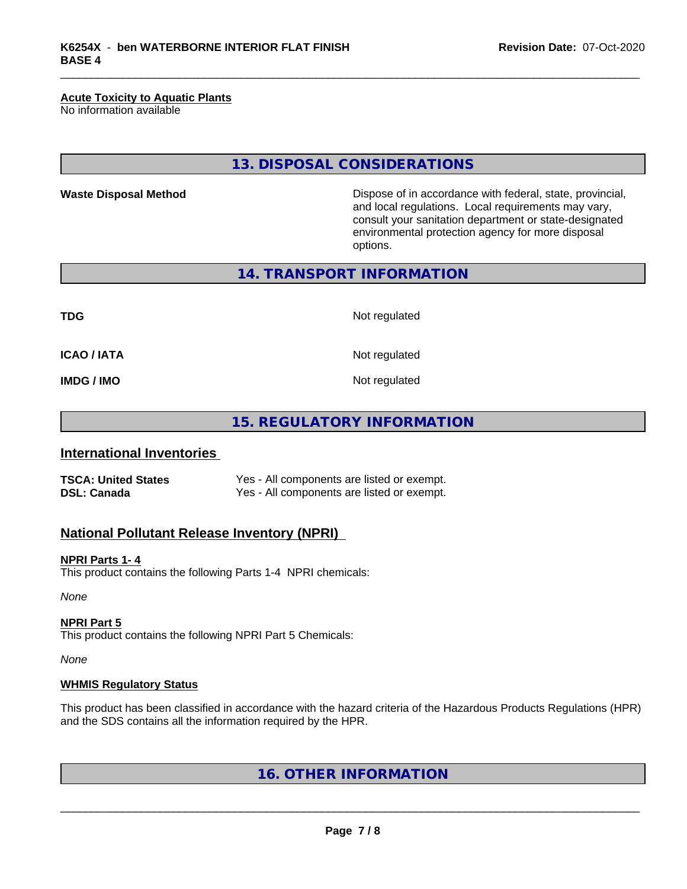**Acute Toxicity to Aquatic Plants**
No information available

## 13. DISPOSAL CONSIDERATIONS

| | |
|---|---|
| **Waste Disposal Method** | Dispose of in accordance with federal, state, provincial, and local regulations. Local requirements may vary, consult your sanitation department or state-designated environmental protection agency for more disposal options. |

## 14. TRANSPORT INFORMATION

| | |
|---|---|
| **TDG** | Not regulated |
| **ICAO / IATA** | Not regulated |
| **IMDG / IMO** | Not regulated |

## 15. REGULATORY INFORMATION

### International Inventories

| | |
|---|---|
| **TSCA: United States** | Yes - All components are listed or exempt. |
| **DSL: Canada** | Yes - All components are listed or exempt. |

### National Pollutant Release Inventory (NPRI)

**NPRI Parts 1- 4**
This product contains the following Parts 1-4 NPRI chemicals:

*None*

**NPRI Part 5**
This product contains the following NPRI Part 5 Chemicals:

*None*

**WHMIS Regulatory Status**

This product has been classified in accordance with the hazard criteria of the Hazardous Products Regulations (HPR) and the SDS contains all the information required by the HPR.

## 16. OTHER INFORMATION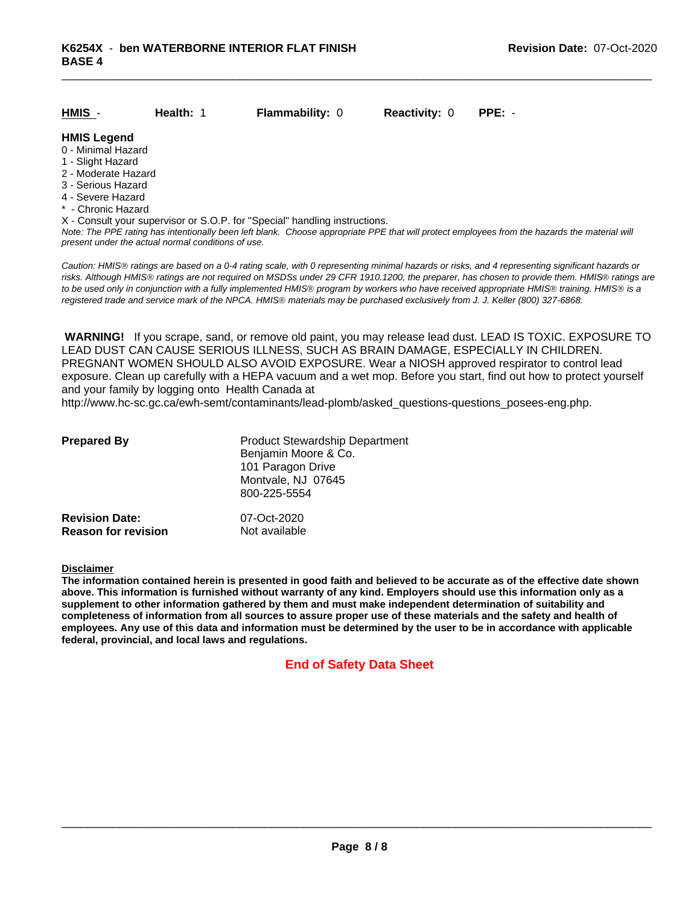| HMIS - | Health: 1 | Flammability: 0 | Reactivity: 0 | PPE: - |
|---|---|---|---|---|

**HMIS Legend**

0 - Minimal Hazard
1 - Slight Hazard
2 - Moderate Hazard
3 - Serious Hazard
4 - Severe Hazard
* - Chronic Hazard
X - Consult your supervisor or S.O.P. for "Special" handling instructions.

*Note: The PPE rating has intentionally been left blank. Choose appropriate PPE that will protect employees from the hazards the material will present under the actual normal conditions of use.*

*Caution: HMIS® ratings are based on a 0-4 rating scale, with 0 representing minimal hazards or risks, and 4 representing significant hazards or risks. Although HMIS® ratings are not required on MSDSs under 29 CFR 1910.1200, the preparer, has chosen to provide them. HMIS® ratings are to be used only in conjunction with a fully implemented HMIS® program by workers who have received appropriate HMIS® training. HMIS® is a registered trade and service mark of the NPCA. HMIS® materials may be purchased exclusively from J. J. Keller (800) 327-6868.*

**WARNING!** If you scrape, sand, or remove old paint, you may release lead dust. LEAD IS TOXIC. EXPOSURE TO LEAD DUST CAN CAUSE SERIOUS ILLNESS, SUCH AS BRAIN DAMAGE, ESPECIALLY IN CHILDREN. PREGNANT WOMEN SHOULD ALSO AVOID EXPOSURE. Wear a NIOSH approved respirator to control lead exposure. Clean up carefully with a HEPA vacuum and a wet mop. Before you start, find out how to protect yourself and your family by logging onto Health Canada at http://www.hc-sc.gc.ca/ewh-semt/contaminants/lead-plomb/asked_questions-questions_posees-eng.php.

| | |
|---|---|
| **Prepared By** | Product Stewardship Department<br>Benjamin Moore & Co.<br>101 Paragon Drive<br>Montvale, NJ 07645<br>800-225-5554 |
| **Revision Date:** | 07-Oct-2020 |
| **Reason for revision** | Not available |

**Disclaimer**

**The information contained herein is presented in good faith and believed to be accurate as of the effective date shown above. This information is furnished without warranty of any kind. Employers should use this information only as a supplement to other information gathered by them and must make independent determination of suitability and completeness of information from all sources to assure proper use of these materials and the safety and health of employees. Any use of this data and information must be determined by the user to be in accordance with applicable federal, provincial, and local laws and regulations.**

**End of Safety Data Sheet**